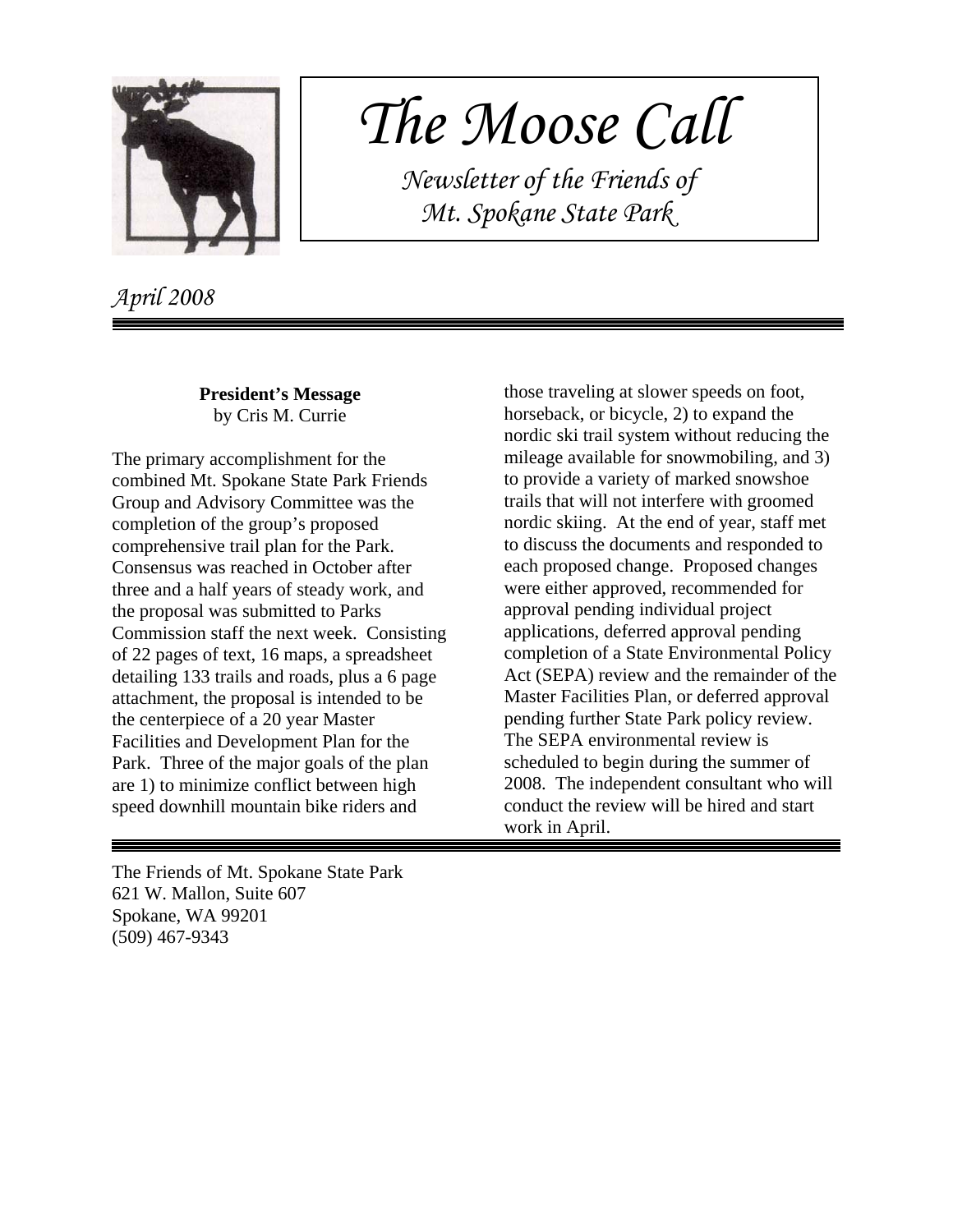# The Moose Call

*Newsletter of the Friends of Mt. Spokane State Park*

*April 2008*

---

**President's Message**
by Cris M. Currie

The primary accomplishment for the combined Mt. Spokane State Park Friends Group and Advisory Committee was the completion of the group's proposed comprehensive trail plan for the Park. Consensus was reached in October after three and a half years of steady work, and the proposal was submitted to Parks Commission staff the next week. Consisting of 22 pages of text, 16 maps, a spreadsheet detailing 133 trails and roads, plus a 6 page attachment, the proposal is intended to be the centerpiece of a 20 year Master Facilities and Development Plan for the Park. Three of the major goals of the plan are 1) to minimize conflict between high speed downhill mountain bike riders and those traveling at slower speeds on foot, horseback, or bicycle, 2) to expand the nordic ski trail system without reducing the mileage available for snowmobiling, and 3) to provide a variety of marked snowshoe trails that will not interfere with groomed nordic skiing. At the end of year, staff met to discuss the documents and responded to each proposed change. Proposed changes were either approved, recommended for approval pending individual project applications, deferred approval pending completion of a State Environmental Policy Act (SEPA) review and the remainder of the Master Facilities Plan, or deferred approval pending further State Park policy review. The SEPA environmental review is scheduled to begin during the summer of 2008. The independent consultant who will conduct the review will be hired and start work in April.

---

The Friends of Mt. Spokane State Park
621 W. Mallon, Suite 607
Spokane, WA 99201
(509) 467-9343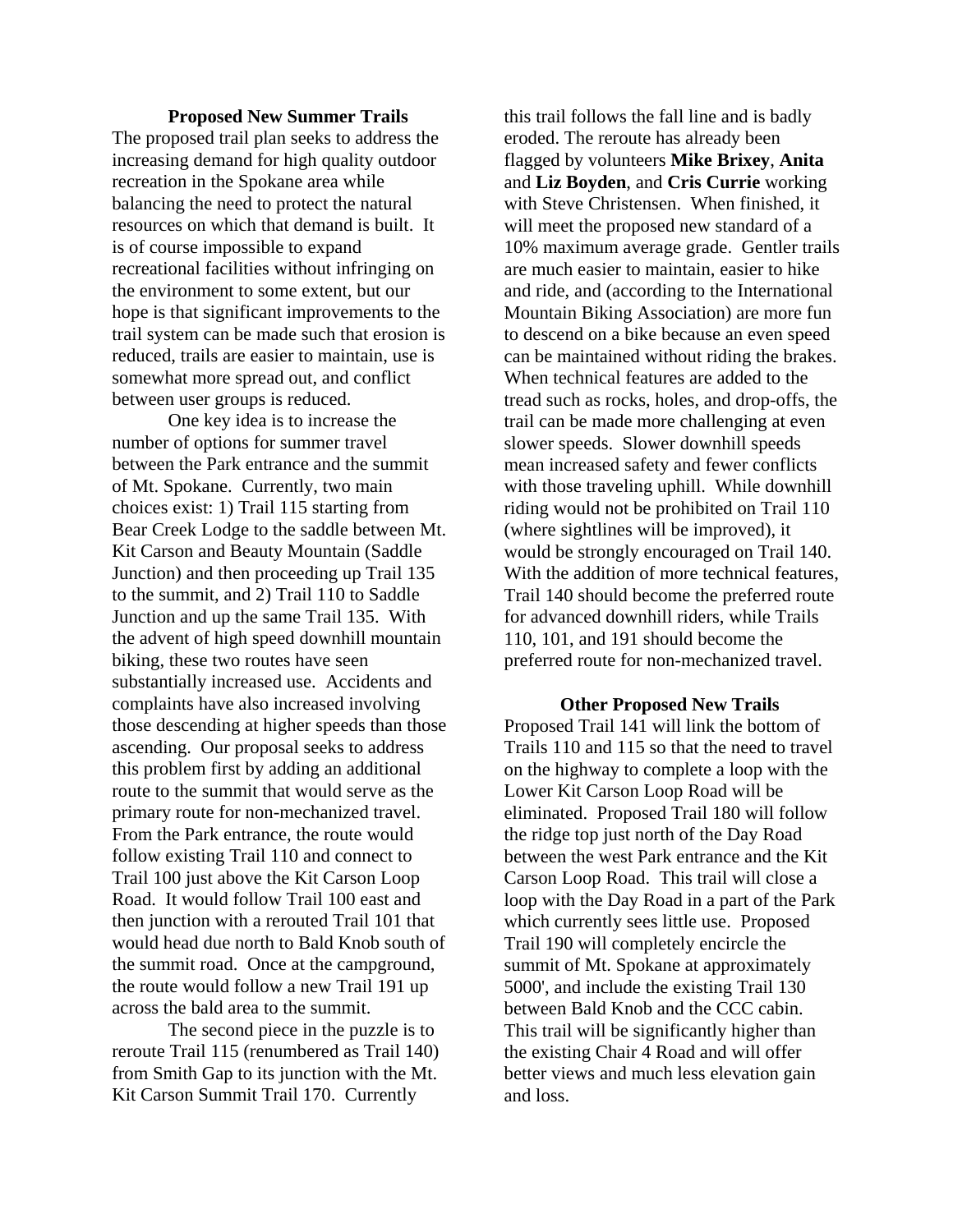### Proposed New Summer Trails

The proposed trail plan seeks to address the increasing demand for high quality outdoor recreation in the Spokane area while balancing the need to protect the natural resources on which that demand is built. It is of course impossible to expand recreational facilities without infringing on the environment to some extent, but our hope is that significant improvements to the trail system can be made such that erosion is reduced, trails are easier to maintain, use is somewhat more spread out, and conflict between user groups is reduced.

One key idea is to increase the number of options for summer travel between the Park entrance and the summit of Mt. Spokane. Currently, two main choices exist: 1) Trail 115 starting from Bear Creek Lodge to the saddle between Mt. Kit Carson and Beauty Mountain (Saddle Junction) and then proceeding up Trail 135 to the summit, and 2) Trail 110 to Saddle Junction and up the same Trail 135. With the advent of high speed downhill mountain biking, these two routes have seen substantially increased use. Accidents and complaints have also increased involving those descending at higher speeds than those ascending. Our proposal seeks to address this problem first by adding an additional route to the summit that would serve as the primary route for non-mechanized travel. From the Park entrance, the route would follow existing Trail 110 and connect to Trail 100 just above the Kit Carson Loop Road. It would follow Trail 100 east and then junction with a rerouted Trail 101 that would head due north to Bald Knob south of the summit road. Once at the campground, the route would follow a new Trail 191 up across the bald area to the summit.

The second piece in the puzzle is to reroute Trail 115 (renumbered as Trail 140) from Smith Gap to its junction with the Mt. Kit Carson Summit Trail 170. Currently this trail follows the fall line and is badly eroded. The reroute has already been flagged by volunteers **Mike Brixey**, **Anita** and **Liz Boyden**, and **Cris Currie** working with Steve Christensen. When finished, it will meet the proposed new standard of a 10% maximum average grade. Gentler trails are much easier to maintain, easier to hike and ride, and (according to the International Mountain Biking Association) are more fun to descend on a bike because an even speed can be maintained without riding the brakes. When technical features are added to the tread such as rocks, holes, and drop-offs, the trail can be made more challenging at even slower speeds. Slower downhill speeds mean increased safety and fewer conflicts with those traveling uphill. While downhill riding would not be prohibited on Trail 110 (where sightlines will be improved), it would be strongly encouraged on Trail 140. With the addition of more technical features, Trail 140 should become the preferred route for advanced downhill riders, while Trails 110, 101, and 191 should become the preferred route for non-mechanized travel.

### Other Proposed New Trails

Proposed Trail 141 will link the bottom of Trails 110 and 115 so that the need to travel on the highway to complete a loop with the Lower Kit Carson Loop Road will be eliminated. Proposed Trail 180 will follow the ridge top just north of the Day Road between the west Park entrance and the Kit Carson Loop Road. This trail will close a loop with the Day Road in a part of the Park which currently sees little use. Proposed Trail 190 will completely encircle the summit of Mt. Spokane at approximately 5000', and include the existing Trail 130 between Bald Knob and the CCC cabin. This trail will be significantly higher than the existing Chair 4 Road and will offer better views and much less elevation gain and loss.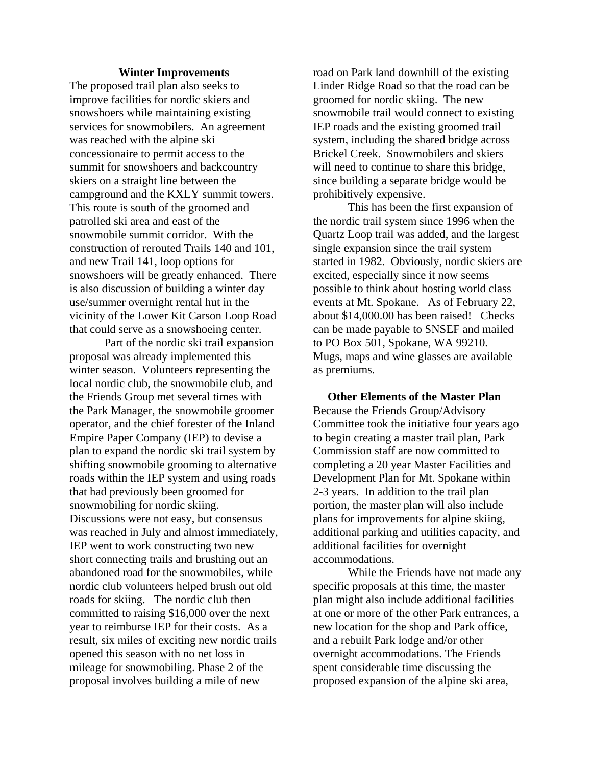### Winter Improvements

The proposed trail plan also seeks to improve facilities for nordic skiers and snowshoers while maintaining existing services for snowmobilers. An agreement was reached with the alpine ski concessionaire to permit access to the summit for snowshoers and backcountry skiers on a straight line between the campground and the KXLY summit towers. This route is south of the groomed and patrolled ski area and east of the snowmobile summit corridor. With the construction of rerouted Trails 140 and 101, and new Trail 141, loop options for snowshoers will be greatly enhanced. There is also discussion of building a winter day use/summer overnight rental hut in the vicinity of the Lower Kit Carson Loop Road that could serve as a snowshoeing center.

Part of the nordic ski trail expansion proposal was already implemented this winter season. Volunteers representing the local nordic club, the snowmobile club, and the Friends Group met several times with the Park Manager, the snowmobile groomer operator, and the chief forester of the Inland Empire Paper Company (IEP) to devise a plan to expand the nordic ski trail system by shifting snowmobile grooming to alternative roads within the IEP system and using roads that had previously been groomed for snowmobiling for nordic skiing. Discussions were not easy, but consensus was reached in July and almost immediately, IEP went to work constructing two new short connecting trails and brushing out an abandoned road for the snowmobiles, while nordic club volunteers helped brush out old roads for skiing. The nordic club then committed to raising $16,000 over the next year to reimburse IEP for their costs. As a result, six miles of exciting new nordic trails opened this season with no net loss in mileage for snowmobiling. Phase 2 of the proposal involves building a mile of new road on Park land downhill of the existing Linder Ridge Road so that the road can be groomed for nordic skiing. The new snowmobile trail would connect to existing IEP roads and the existing groomed trail system, including the shared bridge across Brickel Creek. Snowmobilers and skiers will need to continue to share this bridge, since building a separate bridge would be prohibitively expensive.

This has been the first expansion of the nordic trail system since 1996 when the Quartz Loop trail was added, and the largest single expansion since the trail system started in 1982. Obviously, nordic skiers are excited, especially since it now seems possible to think about hosting world class events at Mt. Spokane. As of February 22, about $14,000.00 has been raised! Checks can be made payable to SNSEF and mailed to PO Box 501, Spokane, WA 99210. Mugs, maps and wine glasses are available as premiums.

### Other Elements of the Master Plan

Because the Friends Group/Advisory Committee took the initiative four years ago to begin creating a master trail plan, Park Commission staff are now committed to completing a 20 year Master Facilities and Development Plan for Mt. Spokane within 2-3 years. In addition to the trail plan portion, the master plan will also include plans for improvements for alpine skiing, additional parking and utilities capacity, and additional facilities for overnight accommodations.

While the Friends have not made any specific proposals at this time, the master plan might also include additional facilities at one or more of the other Park entrances, a new location for the shop and Park office, and a rebuilt Park lodge and/or other overnight accommodations. The Friends spent considerable time discussing the proposed expansion of the alpine ski area,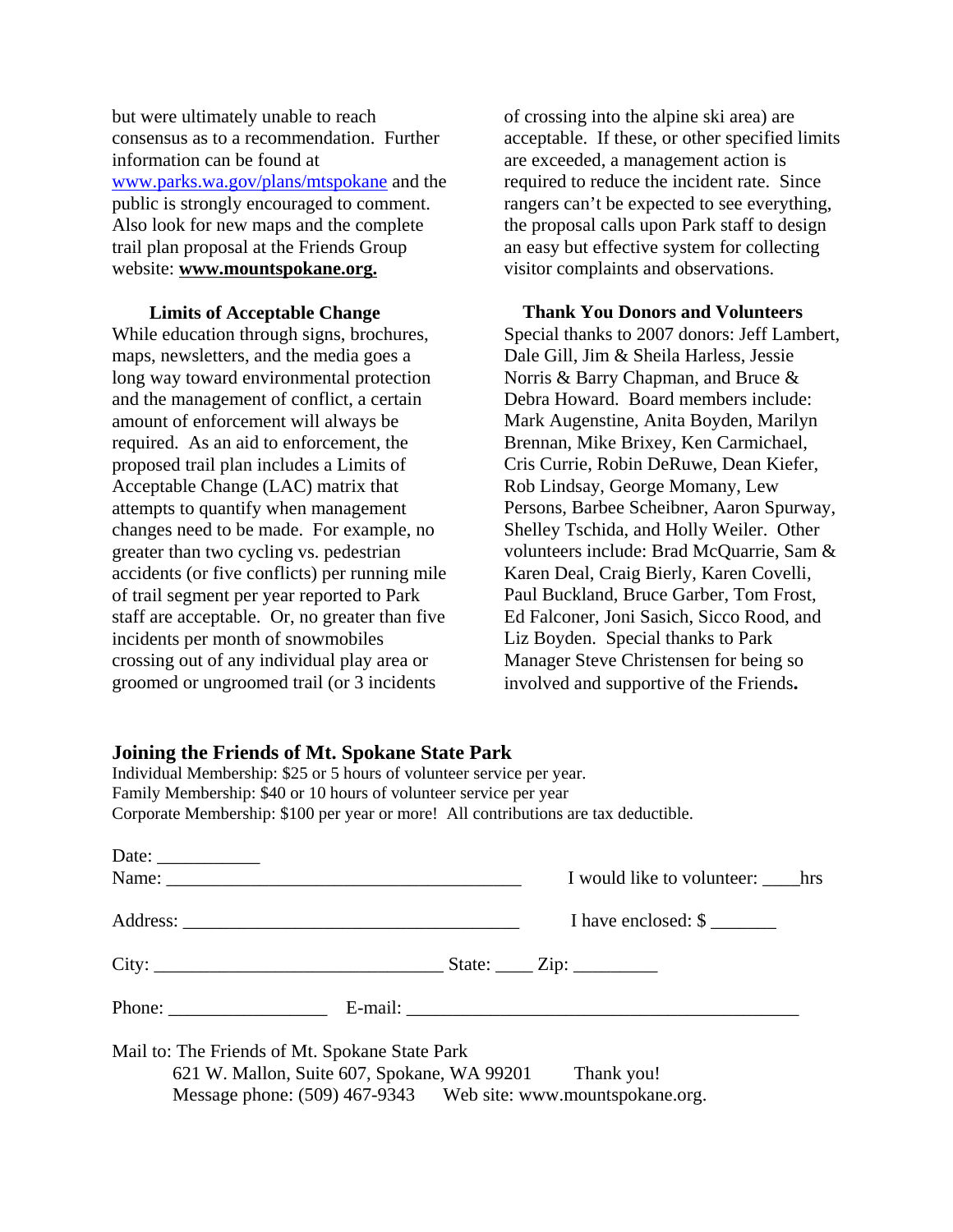but were ultimately unable to reach consensus as to a recommendation. Further information can be found at [www.parks.wa.gov/plans/mtspokane](www.parks.wa.gov/plans/mtspokane) and the public is strongly encouraged to comment. Also look for new maps and the complete trail plan proposal at the Friends Group website: **www.mountspokane.org.**

### Limits of Acceptable Change

While education through signs, brochures, maps, newsletters, and the media goes a long way toward environmental protection and the management of conflict, a certain amount of enforcement will always be required. As an aid to enforcement, the proposed trail plan includes a Limits of Acceptable Change (LAC) matrix that attempts to quantify when management changes need to be made. For example, no greater than two cycling vs. pedestrian accidents (or five conflicts) per running mile of trail segment per year reported to Park staff are acceptable. Or, no greater than five incidents per month of snowmobiles crossing out of any individual play area or groomed or ungroomed trail (or 3 incidents of crossing into the alpine ski area) are acceptable. If these, or other specified limits are exceeded, a management action is required to reduce the incident rate. Since rangers can't be expected to see everything, the proposal calls upon Park staff to design an easy but effective system for collecting visitor complaints and observations.

### Thank You Donors and Volunteers

Special thanks to 2007 donors: Jeff Lambert, Dale Gill, Jim & Sheila Harless, Jessie Norris & Barry Chapman, and Bruce & Debra Howard. Board members include: Mark Augenstine, Anita Boyden, Marilyn Brennan, Mike Brixey, Ken Carmichael, Cris Currie, Robin DeRuwe, Dean Kiefer, Rob Lindsay, George Momany, Lew Persons, Barbee Scheibner, Aaron Spurway, Shelley Tschida, and Holly Weiler. Other volunteers include: Brad McQuarrie, Sam & Karen Deal, Craig Bierly, Karen Covelli, Paul Buckland, Bruce Garber, Tom Frost, Ed Falconer, Joni Sasich, Sicco Rood, and Liz Boyden. Special thanks to Park Manager Steve Christensen for being so involved and supportive of the Friends**.**

## Joining the Friends of Mt. Spokane State Park

Individual Membership: $25 or 5 hours of volunteer service per year.
Family Membership: $40 or 10 hours of volunteer service per year
Corporate Membership: $100 per year or more! All contributions are tax deductible.

Date: ___________

Name: ______________________________________ I would like to volunteer: ____hrs

Address: ____________________________________ I have enclosed: $ _______

City: ______________________________ State: ____ Zip: _________

Phone: _________________ E-mail: ___________________________________________

Mail to: The Friends of Mt. Spokane State Park
621 W. Mallon, Suite 607, Spokane, WA 99201 Thank you!
Message phone: (509) 467-9343 Web site: www.mountspokane.org.